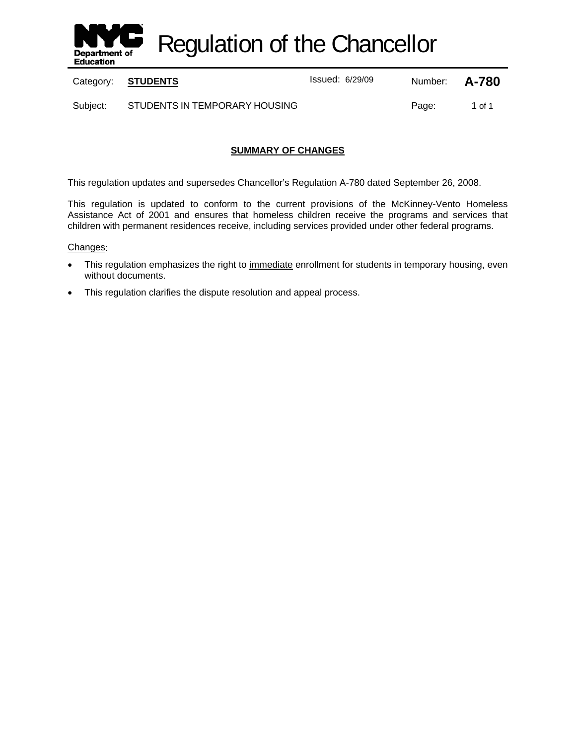# Regulation of the Chancellor

| Category: | **STUDENTS** | Issued: 6/29/09 | Number: | **A-780** |
|---|---|---|---|---|
| Subject: | STUDENTS IN TEMPORARY HOUSING | | Page: | 1 of 1 |

## SUMMARY OF CHANGES

This regulation updates and supersedes Chancellor's Regulation A-780 dated September 26, 2008.

This regulation is updated to conform to the current provisions of the McKinney-Vento Homeless Assistance Act of 2001 and ensures that homeless children receive the programs and services that children with permanent residences receive, including services provided under other federal programs.

Changes:

- This regulation emphasizes the right to immediate enrollment for students in temporary housing, even without documents.
- This regulation clarifies the dispute resolution and appeal process.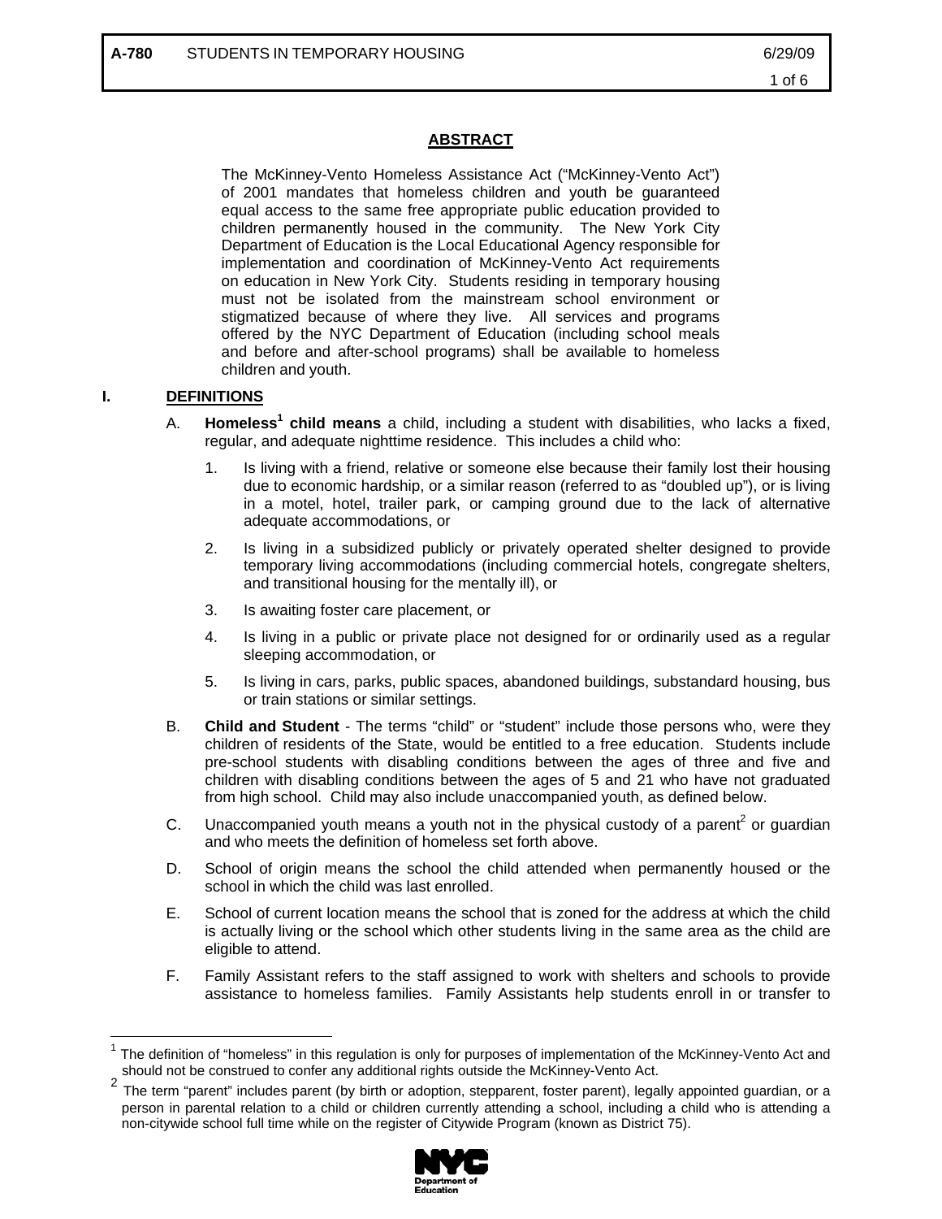## ABSTRACT

The McKinney-Vento Homeless Assistance Act ("McKinney-Vento Act") of 2001 mandates that homeless children and youth be guaranteed equal access to the same free appropriate public education provided to children permanently housed in the community. The New York City Department of Education is the Local Educational Agency responsible for implementation and coordination of McKinney-Vento Act requirements on education in New York City. Students residing in temporary housing must not be isolated from the mainstream school environment or stigmatized because of where they live. All services and programs offered by the NYC Department of Education (including school meals and before and after-school programs) shall be available to homeless children and youth.

## I. DEFINITIONS

A. **Homeless[1] child means** a child, including a student with disabilities, who lacks a fixed, regular, and adequate nighttime residence. This includes a child who:

1. Is living with a friend, relative or someone else because their family lost their housing due to economic hardship, or a similar reason (referred to as "doubled up"), or is living in a motel, hotel, trailer park, or camping ground due to the lack of alternative adequate accommodations, or
2. Is living in a subsidized publicly or privately operated shelter designed to provide temporary living accommodations (including commercial hotels, congregate shelters, and transitional housing for the mentally ill), or
3. Is awaiting foster care placement, or
4. Is living in a public or private place not designed for or ordinarily used as a regular sleeping accommodation, or
5. Is living in cars, parks, public spaces, abandoned buildings, substandard housing, bus or train stations or similar settings.

B. **Child and Student** - The terms "child" or "student" include those persons who, were they children of residents of the State, would be entitled to a free education. Students include pre-school students with disabling conditions between the ages of three and five and children with disabling conditions between the ages of 5 and 21 who have not graduated from high school. Child may also include unaccompanied youth, as defined below.

C. Unaccompanied youth means a youth not in the physical custody of a parent[2] or guardian and who meets the definition of homeless set forth above.

D. School of origin means the school the child attended when permanently housed or the school in which the child was last enrolled.

E. School of current location means the school that is zoned for the address at which the child is actually living or the school which other students living in the same area as the child are eligible to attend.

F. Family Assistant refers to the staff assigned to work with shelters and schools to provide assistance to homeless families. Family Assistants help students enroll in or transfer to

---

[1] The definition of "homeless" in this regulation is only for purposes of implementation of the McKinney-Vento Act and should not be construed to confer any additional rights outside the McKinney-Vento Act.

[2] The term "parent" includes parent (by birth or adoption, stepparent, foster parent), legally appointed guardian, or a person in parental relation to a child or children currently attending a school, including a child who is attending a non-citywide school full time while on the register of Citywide Program (known as District 75).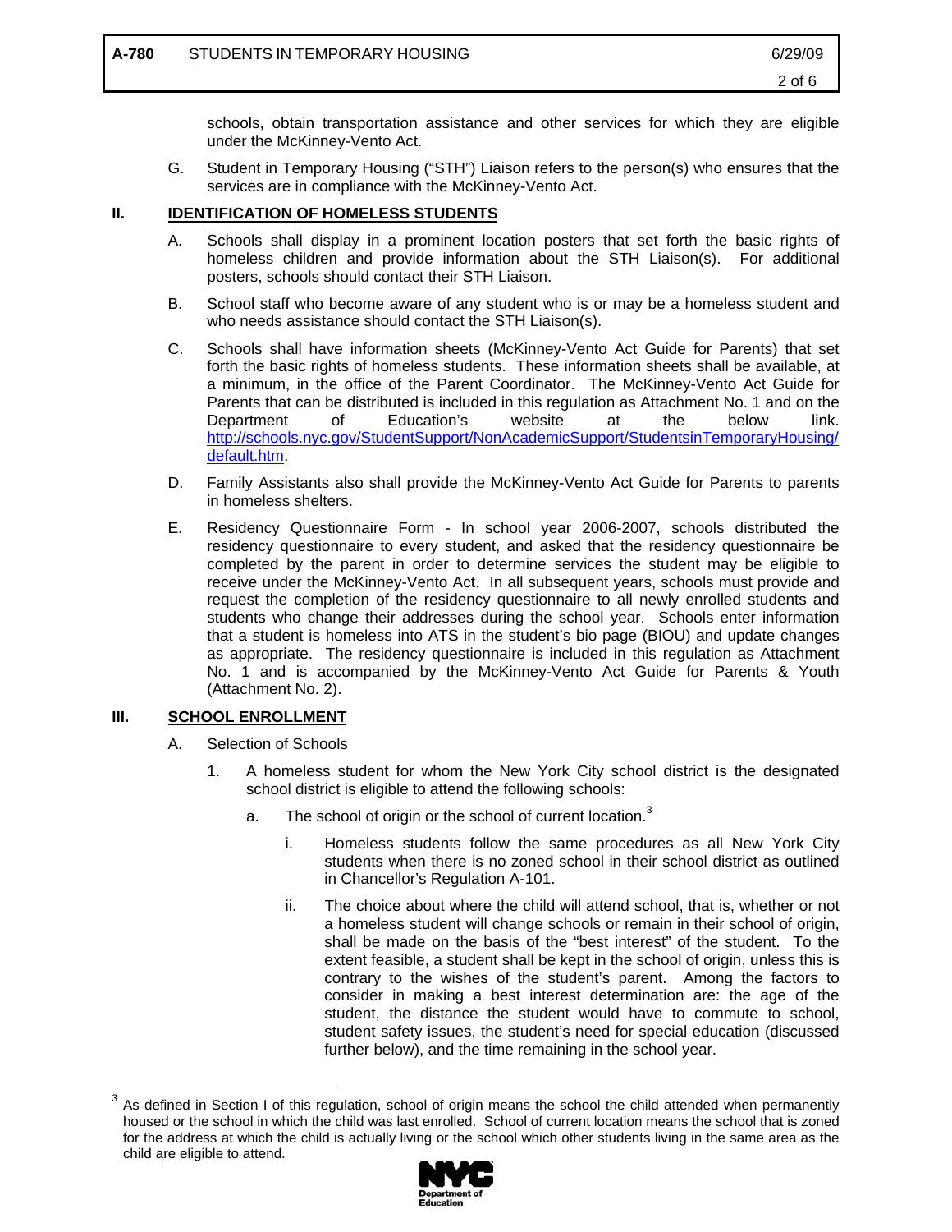schools, obtain transportation assistance and other services for which they are eligible under the McKinney-Vento Act.

G. Student in Temporary Housing ("STH") Liaison refers to the person(s) who ensures that the services are in compliance with the McKinney-Vento Act.

## II. IDENTIFICATION OF HOMELESS STUDENTS

A. Schools shall display in a prominent location posters that set forth the basic rights of homeless children and provide information about the STH Liaison(s). For additional posters, schools should contact their STH Liaison.

B. School staff who become aware of any student who is or may be a homeless student and who needs assistance should contact the STH Liaison(s).

C. Schools shall have information sheets (McKinney-Vento Act Guide for Parents) that set forth the basic rights of homeless students. These information sheets shall be available, at a minimum, in the office of the Parent Coordinator. The McKinney-Vento Act Guide for Parents that can be distributed is included in this regulation as Attachment No. 1 and on the Department of Education's website at the below link. http://schools.nyc.gov/StudentSupport/NonAcademicSupport/StudentsinTemporaryHousing/default.htm.

D. Family Assistants also shall provide the McKinney-Vento Act Guide for Parents to parents in homeless shelters.

E. Residency Questionnaire Form - In school year 2006-2007, schools distributed the residency questionnaire to every student, and asked that the residency questionnaire be completed by the parent in order to determine services the student may be eligible to receive under the McKinney-Vento Act. In all subsequent years, schools must provide and request the completion of the residency questionnaire to all newly enrolled students and students who change their addresses during the school year. Schools enter information that a student is homeless into ATS in the student's bio page (BIOU) and update changes as appropriate. The residency questionnaire is included in this regulation as Attachment No. 1 and is accompanied by the McKinney-Vento Act Guide for Parents & Youth (Attachment No. 2).

## III. SCHOOL ENROLLMENT

A. Selection of Schools

1. A homeless student for whom the New York City school district is the designated school district is eligible to attend the following schools:

   a. The school of origin or the school of current location.[3]

      i. Homeless students follow the same procedures as all New York City students when there is no zoned school in their school district as outlined in Chancellor's Regulation A-101.

      ii. The choice about where the child will attend school, that is, whether or not a homeless student will change schools or remain in their school of origin, shall be made on the basis of the "best interest" of the student. To the extent feasible, a student shall be kept in the school of origin, unless this is contrary to the wishes of the student's parent. Among the factors to consider in making a best interest determination are: the age of the student, the distance the student would have to commute to school, student safety issues, the student's need for special education (discussed further below), and the time remaining in the school year.

---

[3] As defined in Section I of this regulation, school of origin means the school the child attended when permanently housed or the school in which the child was last enrolled. School of current location means the school that is zoned for the address at which the child is actually living or the school which other students living in the same area as the child are eligible to attend.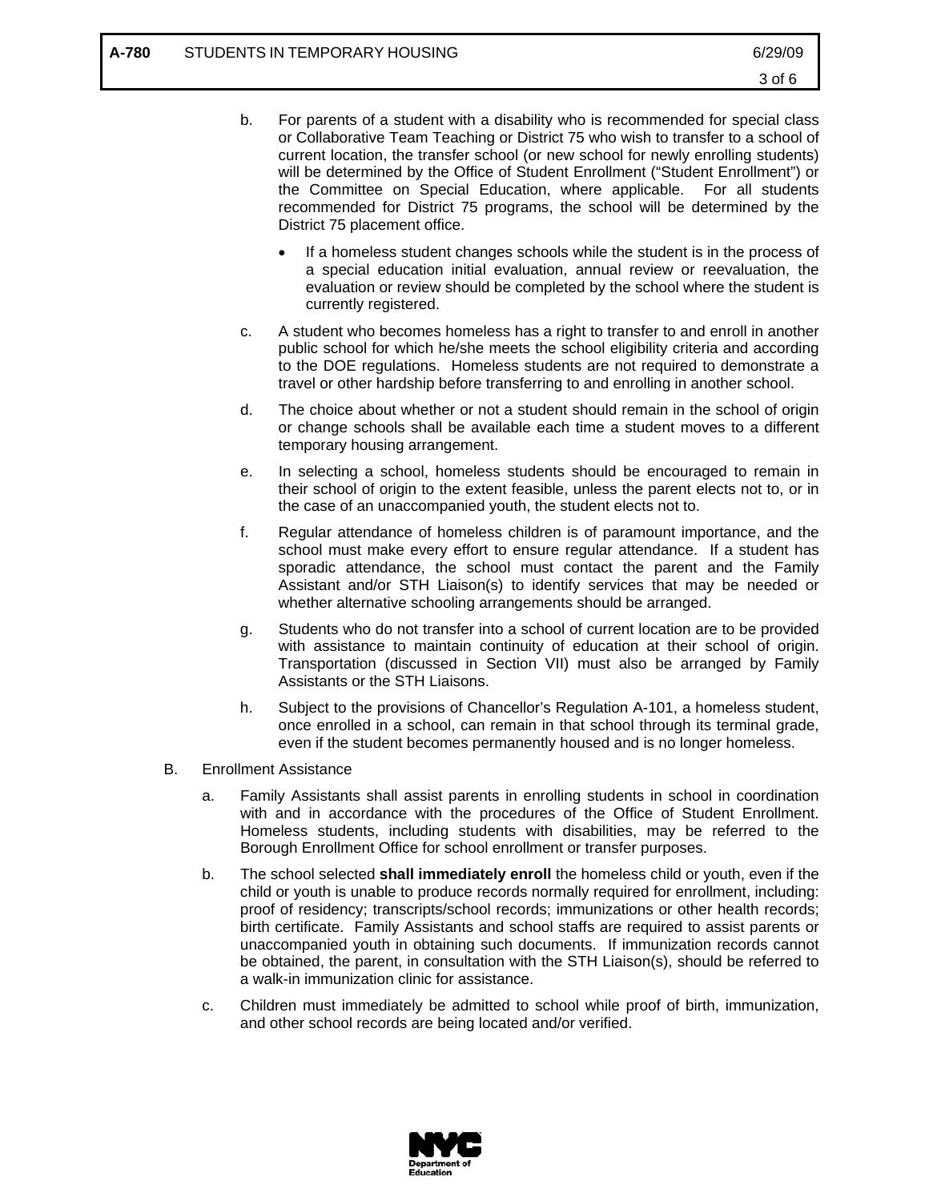b. For parents of a student with a disability who is recommended for special class or Collaborative Team Teaching or District 75 who wish to transfer to a school of current location, the transfer school (or new school for newly enrolling students) will be determined by the Office of Student Enrollment ("Student Enrollment") or the Committee on Special Education, where applicable. For all students recommended for District 75 programs, the school will be determined by the District 75 placement office.

   - If a homeless student changes schools while the student is in the process of a special education initial evaluation, annual review or reevaluation, the evaluation or review should be completed by the school where the student is currently registered.

c. A student who becomes homeless has a right to transfer to and enroll in another public school for which he/she meets the school eligibility criteria and according to the DOE regulations. Homeless students are not required to demonstrate a travel or other hardship before transferring to and enrolling in another school.

d. The choice about whether or not a student should remain in the school of origin or change schools shall be available each time a student moves to a different temporary housing arrangement.

e. In selecting a school, homeless students should be encouraged to remain in their school of origin to the extent feasible, unless the parent elects not to, or in the case of an unaccompanied youth, the student elects not to.

f. Regular attendance of homeless children is of paramount importance, and the school must make every effort to ensure regular attendance. If a student has sporadic attendance, the school must contact the parent and the Family Assistant and/or STH Liaison(s) to identify services that may be needed or whether alternative schooling arrangements should be arranged.

g. Students who do not transfer into a school of current location are to be provided with assistance to maintain continuity of education at their school of origin. Transportation (discussed in Section VII) must also be arranged by Family Assistants or the STH Liaisons.

h. Subject to the provisions of Chancellor's Regulation A-101, a homeless student, once enrolled in a school, can remain in that school through its terminal grade, even if the student becomes permanently housed and is no longer homeless.

B. Enrollment Assistance

a. Family Assistants shall assist parents in enrolling students in school in coordination with and in accordance with the procedures of the Office of Student Enrollment. Homeless students, including students with disabilities, may be referred to the Borough Enrollment Office for school enrollment or transfer purposes.

b. The school selected **shall immediately enroll** the homeless child or youth, even if the child or youth is unable to produce records normally required for enrollment, including: proof of residency; transcripts/school records; immunizations or other health records; birth certificate. Family Assistants and school staffs are required to assist parents or unaccompanied youth in obtaining such documents. If immunization records cannot be obtained, the parent, in consultation with the STH Liaison(s), should be referred to a walk-in immunization clinic for assistance.

c. Children must immediately be admitted to school while proof of birth, immunization, and other school records are being located and/or verified.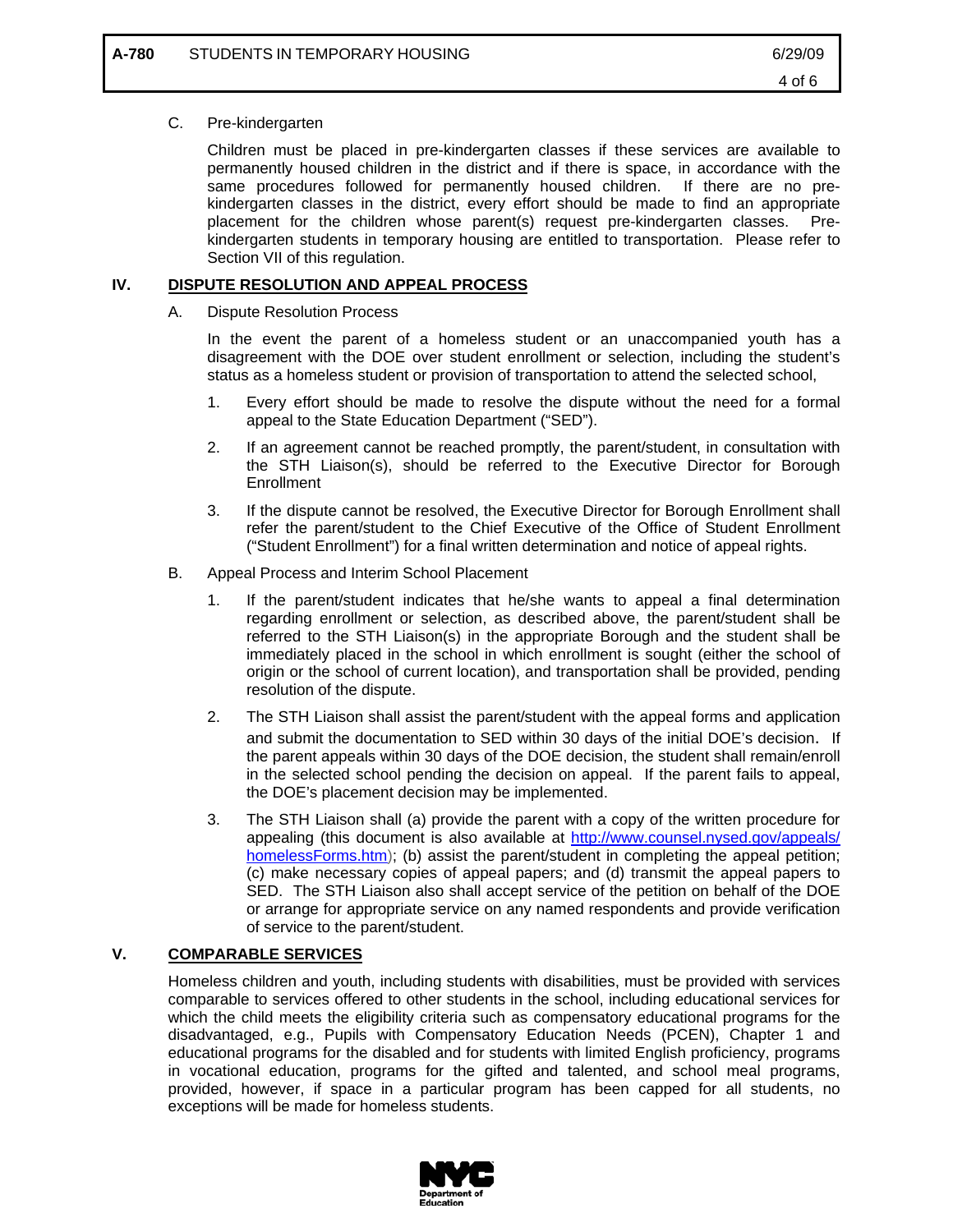C. Pre-kindergarten

Children must be placed in pre-kindergarten classes if these services are available to permanently housed children in the district and if there is space, in accordance with the same procedures followed for permanently housed children. If there are no pre-kindergarten classes in the district, every effort should be made to find an appropriate placement for the children whose parent(s) request pre-kindergarten classes. Pre-kindergarten students in temporary housing are entitled to transportation. Please refer to Section VII of this regulation.

## IV. DISPUTE RESOLUTION AND APPEAL PROCESS

A. Dispute Resolution Process

In the event the parent of a homeless student or an unaccompanied youth has a disagreement with the DOE over student enrollment or selection, including the student's status as a homeless student or provision of transportation to attend the selected school,

1. Every effort should be made to resolve the dispute without the need for a formal appeal to the State Education Department ("SED").
2. If an agreement cannot be reached promptly, the parent/student, in consultation with the STH Liaison(s), should be referred to the Executive Director for Borough Enrollment
3. If the dispute cannot be resolved, the Executive Director for Borough Enrollment shall refer the parent/student to the Chief Executive of the Office of Student Enrollment ("Student Enrollment") for a final written determination and notice of appeal rights.

B. Appeal Process and Interim School Placement

1. If the parent/student indicates that he/she wants to appeal a final determination regarding enrollment or selection, as described above, the parent/student shall be referred to the STH Liaison(s) in the appropriate Borough and the student shall be immediately placed in the school in which enrollment is sought (either the school of origin or the school of current location), and transportation shall be provided, pending resolution of the dispute.
2. The STH Liaison shall assist the parent/student with the appeal forms and application and submit the documentation to SED within 30 days of the initial DOE's decision. If the parent appeals within 30 days of the DOE decision, the student shall remain/enroll in the selected school pending the decision on appeal. If the parent fails to appeal, the DOE's placement decision may be implemented.
3. The STH Liaison shall (a) provide the parent with a copy of the written procedure for appealing (this document is also available at http://www.counsel.nysed.gov/appeals/homelessForms.htm); (b) assist the parent/student in completing the appeal petition; (c) make necessary copies of appeal papers; and (d) transmit the appeal papers to SED. The STH Liaison also shall accept service of the petition on behalf of the DOE or arrange for appropriate service on any named respondents and provide verification of service to the parent/student.

## V. COMPARABLE SERVICES

Homeless children and youth, including students with disabilities, must be provided with services comparable to services offered to other students in the school, including educational services for which the child meets the eligibility criteria such as compensatory educational programs for the disadvantaged, e.g., Pupils with Compensatory Education Needs (PCEN), Chapter 1 and educational programs for the disabled and for students with limited English proficiency, programs in vocational education, programs for the gifted and talented, and school meal programs, provided, however, if space in a particular program has been capped for all students, no exceptions will be made for homeless students.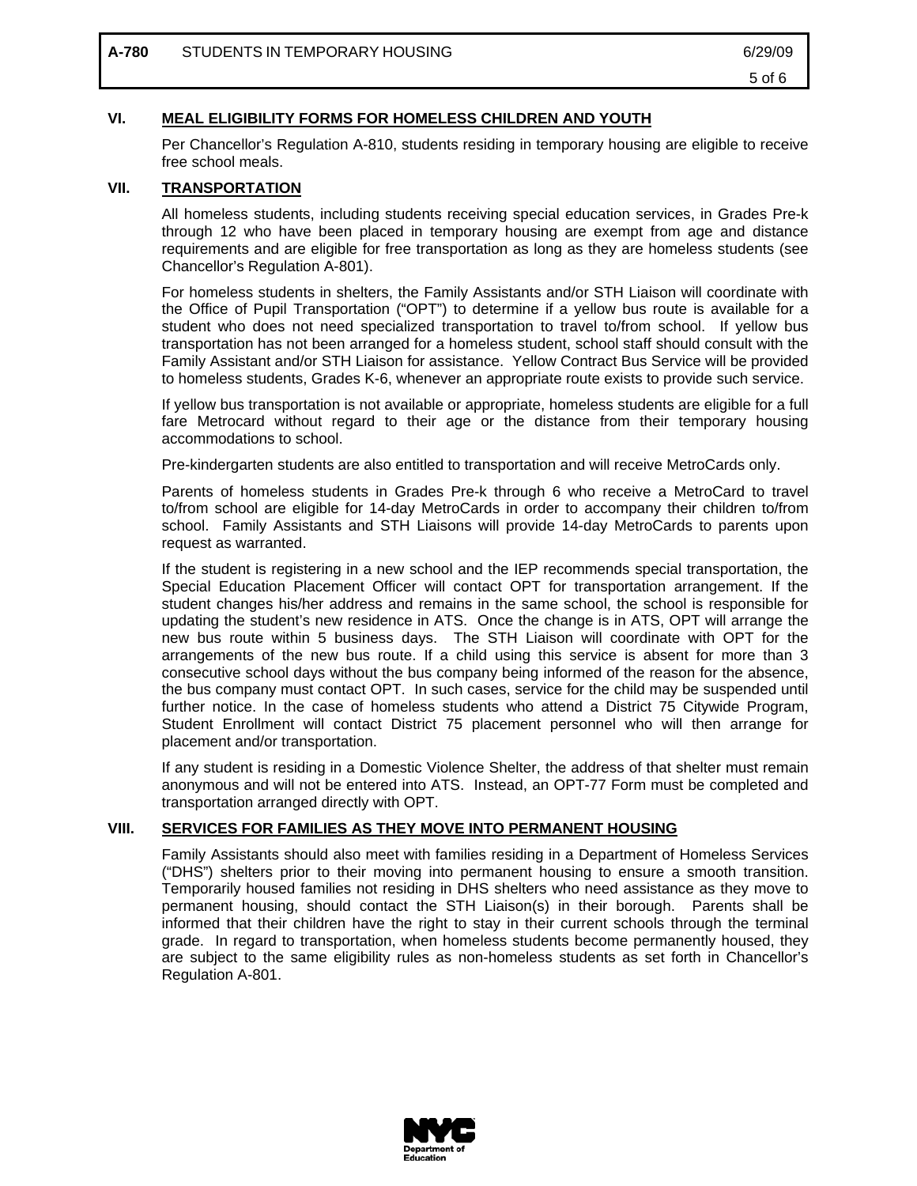## VI. MEAL ELIGIBILITY FORMS FOR HOMELESS CHILDREN AND YOUTH

Per Chancellor's Regulation A-810, students residing in temporary housing are eligible to receive free school meals.

## VII. TRANSPORTATION

All homeless students, including students receiving special education services, in Grades Pre-k through 12 who have been placed in temporary housing are exempt from age and distance requirements and are eligible for free transportation as long as they are homeless students (see Chancellor's Regulation A-801).

For homeless students in shelters, the Family Assistants and/or STH Liaison will coordinate with the Office of Pupil Transportation ("OPT") to determine if a yellow bus route is available for a student who does not need specialized transportation to travel to/from school. If yellow bus transportation has not been arranged for a homeless student, school staff should consult with the Family Assistant and/or STH Liaison for assistance. Yellow Contract Bus Service will be provided to homeless students, Grades K-6, whenever an appropriate route exists to provide such service.

If yellow bus transportation is not available or appropriate, homeless students are eligible for a full fare Metrocard without regard to their age or the distance from their temporary housing accommodations to school.

Pre-kindergarten students are also entitled to transportation and will receive MetroCards only.

Parents of homeless students in Grades Pre-k through 6 who receive a MetroCard to travel to/from school are eligible for 14-day MetroCards in order to accompany their children to/from school. Family Assistants and STH Liaisons will provide 14-day MetroCards to parents upon request as warranted.

If the student is registering in a new school and the IEP recommends special transportation, the Special Education Placement Officer will contact OPT for transportation arrangement. If the student changes his/her address and remains in the same school, the school is responsible for updating the student's new residence in ATS. Once the change is in ATS, OPT will arrange the new bus route within 5 business days. The STH Liaison will coordinate with OPT for the arrangements of the new bus route. If a child using this service is absent for more than 3 consecutive school days without the bus company being informed of the reason for the absence, the bus company must contact OPT. In such cases, service for the child may be suspended until further notice. In the case of homeless students who attend a District 75 Citywide Program, Student Enrollment will contact District 75 placement personnel who will then arrange for placement and/or transportation.

If any student is residing in a Domestic Violence Shelter, the address of that shelter must remain anonymous and will not be entered into ATS. Instead, an OPT-77 Form must be completed and transportation arranged directly with OPT.

## VIII. SERVICES FOR FAMILIES AS THEY MOVE INTO PERMANENT HOUSING

Family Assistants should also meet with families residing in a Department of Homeless Services ("DHS") shelters prior to their moving into permanent housing to ensure a smooth transition. Temporarily housed families not residing in DHS shelters who need assistance as they move to permanent housing, should contact the STH Liaison(s) in their borough. Parents shall be informed that their children have the right to stay in their current schools through the terminal grade. In regard to transportation, when homeless students become permanently housed, they are subject to the same eligibility rules as non-homeless students as set forth in Chancellor's Regulation A-801.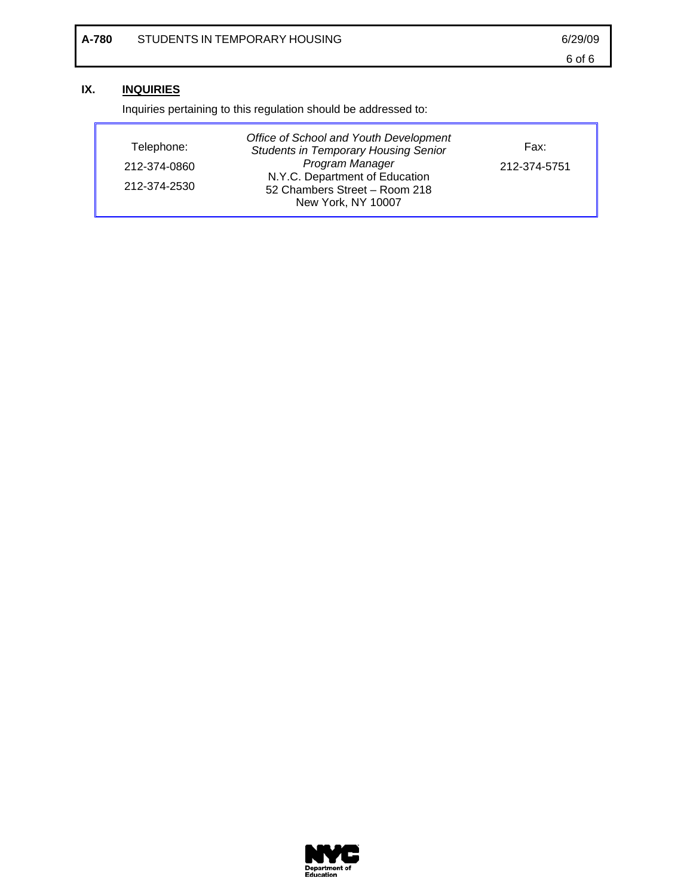## IX. INQUIRIES

Inquiries pertaining to this regulation should be addressed to:

| Telephone: | *Office of School and Youth Development* | Fax: |
| --- | --- | --- |
| 212-374-0860 | *Students in Temporary Housing Senior Program Manager* | 212-374-5751 |
| 212-374-2530 | N.Y.C. Department of Education | |
| | 52 Chambers Street – Room 218 | |
| | New York, NY 10007 | |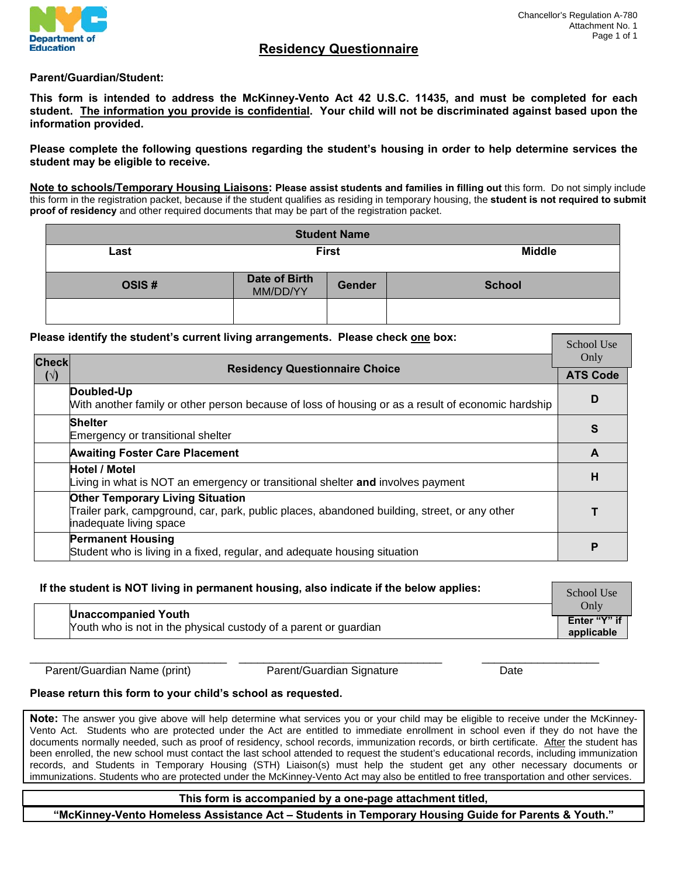Chancellor's Regulation A-780
Attachment No. 1

# Residency Questionnaire

**Parent/Guardian/Student:**

**This form is intended to address the McKinney-Vento Act 42 U.S.C. 11435, and must be completed for each student. The information you provide is confidential. Your child will not be discriminated against based upon the information provided.**

**Please complete the following questions regarding the student's housing in order to help determine services the student may be eligible to receive.**

**Note to schools/Temporary Housing Liaisons: Please assist students and families in filling out** this form. Do not simply include this form in the registration packet, because if the student qualifies as residing in temporary housing, the **student is not required to submit proof of residency** and other required documents that may be part of the registration packet.

| Student Name | | | |
|---|---|---|---|
| Last | First | | Middle |
| | | | |
| OSIS # | Date of Birth MM/DD/YY | Gender | School |
| | | | |

**Please identify the student's current living arrangements. Please check one box:**

| Check (√) | Residency Questionnaire Choice | School Use Only ATS Code |
|---|---|---|
| | **Doubled-Up** With another family or other person because of loss of housing or as a result of economic hardship | D |
| | **Shelter** Emergency or transitional shelter | S |
| | **Awaiting Foster Care Placement** | A |
| | **Hotel / Motel** Living in what is NOT an emergency or transitional shelter **and** involves payment | H |
| | **Other Temporary Living Situation** Trailer park, campground, car, park, public places, abandoned building, street, or any other inadequate living space | T |
| | **Permanent Housing** Student who is living in a fixed, regular, and adequate housing situation | P |

**If the student is NOT living in permanent housing, also indicate if the below applies:**

| | | School Use Only Enter "Y" if applicable |
|---|---|---|
| | **Unaccompanied Youth** Youth who is not in the physical custody of a parent or guardian | |

_______________________________ _______________________________ ___________________

Parent/Guardian Name (print) Parent/Guardian Signature Date

**Please return this form to your child's school as requested.**

**Note:** The answer you give above will help determine what services you or your child may be eligible to receive under the McKinney-Vento Act. Students who are protected under the Act are entitled to immediate enrollment in school even if they do not have the documents normally needed, such as proof of residency, school records, immunization records, or birth certificate. After the student has been enrolled, the new school must contact the last school attended to request the student's educational records, including immunization records, and Students in Temporary Housing (STH) Liaison(s) must help the student get any other necessary documents or immunizations. Students who are protected under the McKinney-Vento Act may also be entitled to free transportation and other services.

**This form is accompanied by a one-page attachment titled, "McKinney-Vento Homeless Assistance Act – Students in Temporary Housing Guide for Parents & Youth."**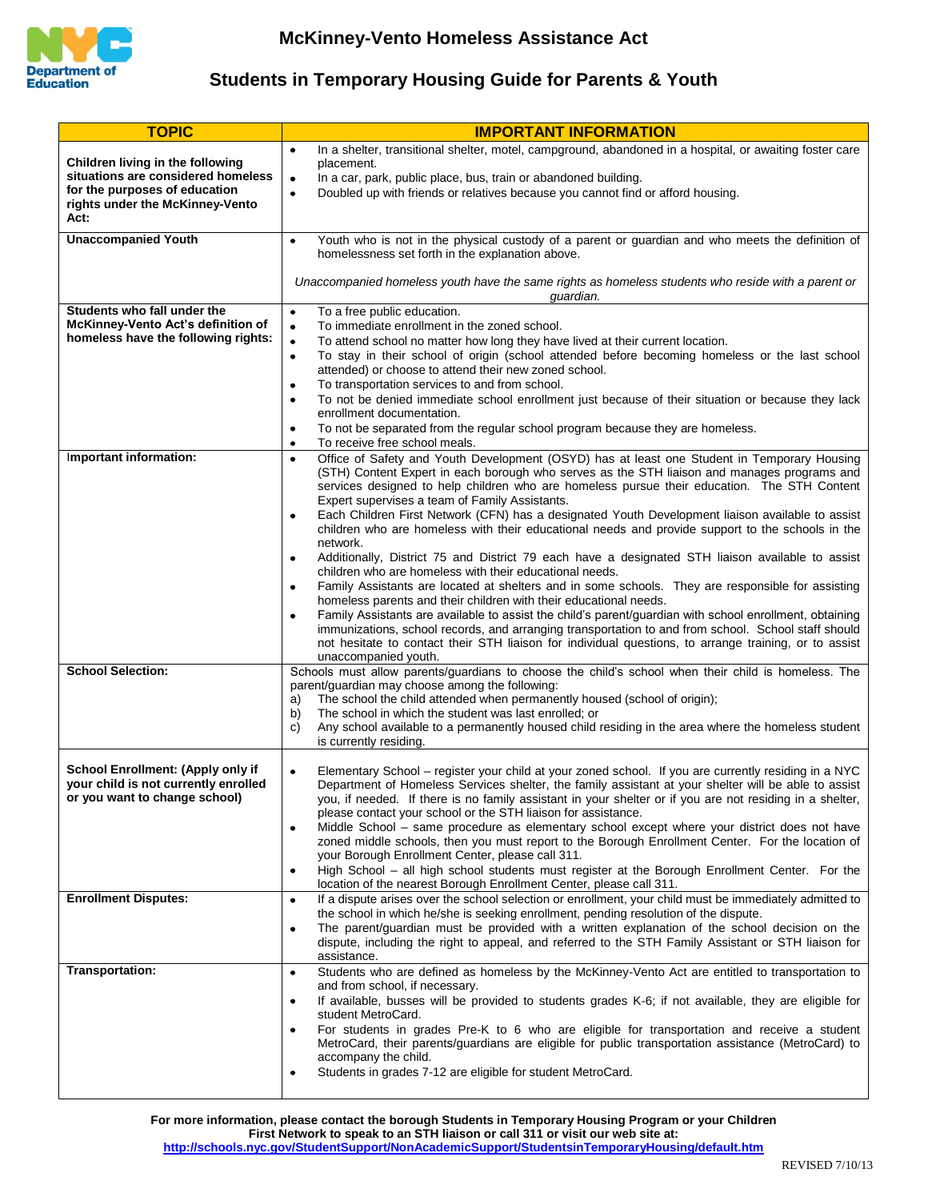# McKinney-Vento Homeless Assistance Act

## Students in Temporary Housing Guide for Parents & Youth

| TOPIC | IMPORTANT INFORMATION |
|---|---|
| **Children living in the following situations are considered homeless for the purposes of education rights under the McKinney-Vento Act:** | • In a shelter, transitional shelter, motel, campground, abandoned in a hospital, or awaiting foster care placement.<br>• In a car, park, public place, bus, train or abandoned building.<br>• Doubled up with friends or relatives because you cannot find or afford housing. |
| **Unaccompanied Youth** | • Youth who is not in the physical custody of a parent or guardian and who meets the definition of homelessness set forth in the explanation above.<br><br>*Unaccompanied homeless youth have the same rights as homeless students who reside with a parent or guardian.* |
| **Students who fall under the McKinney-Vento Act's definition of homeless have the following rights:** | • To a free public education.<br>• To immediate enrollment in the zoned school.<br>• To attend school no matter how long they have lived at their current location.<br>• To stay in their school of origin (school attended before becoming homeless or the last school attended) or choose to attend their new zoned school.<br>• To transportation services to and from school.<br>• To not be denied immediate school enrollment just because of their situation or because they lack enrollment documentation.<br>• To not be separated from the regular school program because they are homeless.<br>• To receive free school meals. |
| **Important information:** | • Office of Safety and Youth Development (OSYD) has at least one Student in Temporary Housing (STH) Content Expert in each borough who serves as the STH liaison and manages programs and services designed to help children who are homeless pursue their education. The STH Content Expert supervises a team of Family Assistants.<br>• Each Children First Network (CFN) has a designated Youth Development liaison available to assist children who are homeless with their educational needs and provide support to the schools in the network.<br>• Additionally, District 75 and District 79 each have a designated STH liaison available to assist children who are homeless with their educational needs.<br>• Family Assistants are located at shelters and in some schools. They are responsible for assisting homeless parents and their children with their educational needs.<br>• Family Assistants are available to assist the child's parent/guardian with school enrollment, obtaining immunizations, school records, and arranging transportation to and from school. School staff should not hesitate to contact their STH liaison for individual questions, to arrange training, or to assist unaccompanied youth. |
| **School Selection:** | Schools must allow parents/guardians to choose the child's school when their child is homeless. The parent/guardian may choose among the following:<br>a) The school the child attended when permanently housed (school of origin);<br>b) The school in which the student was last enrolled; or<br>c) Any school available to a permanently housed child residing in the area where the homeless student is currently residing. |
| **School Enrollment: (Apply only if your child is not currently enrolled or you want to change school)** | • Elementary School – register your child at your zoned school. If you are currently residing in a NYC Department of Homeless Services shelter, the family assistant at your shelter will be able to assist you, if needed. If there is no family assistant in your shelter or if you are not residing in a shelter, please contact your school or the STH liaison for assistance.<br>• Middle School – same procedure as elementary school except where your district does not have zoned middle schools, then you must report to the Borough Enrollment Center. For the location of your Borough Enrollment Center, please call 311.<br>• High School – all high school students must register at the Borough Enrollment Center. For the location of the nearest Borough Enrollment Center, please call 311. |
| **Enrollment Disputes:** | • If a dispute arises over the school selection or enrollment, your child must be immediately admitted to the school in which he/she is seeking enrollment, pending resolution of the dispute.<br>• The parent/guardian must be provided with a written explanation of the school decision on the dispute, including the right to appeal, and referred to the STH Family Assistant or STH liaison for assistance. |
| **Transportation:** | • Students who are defined as homeless by the McKinney-Vento Act are entitled to transportation to and from school, if necessary.<br>• If available, busses will be provided to students grades K-6; if not available, they are eligible for student MetroCard.<br>• For students in grades Pre-K to 6 who are eligible for transportation and receive a student MetroCard, their parents/guardians are eligible for public transportation assistance (MetroCard) to accompany the child.<br>• Students in grades 7-12 are eligible for student MetroCard. |

**For more information, please contact the borough Students in Temporary Housing Program or your Children First Network to speak to an STH liaison or call 311 or visit our web site at:**
**http://schools.nyc.gov/StudentSupport/NonAcademicSupport/StudentsinTemporaryHousing/default.htm**

REVISED 7/10/13